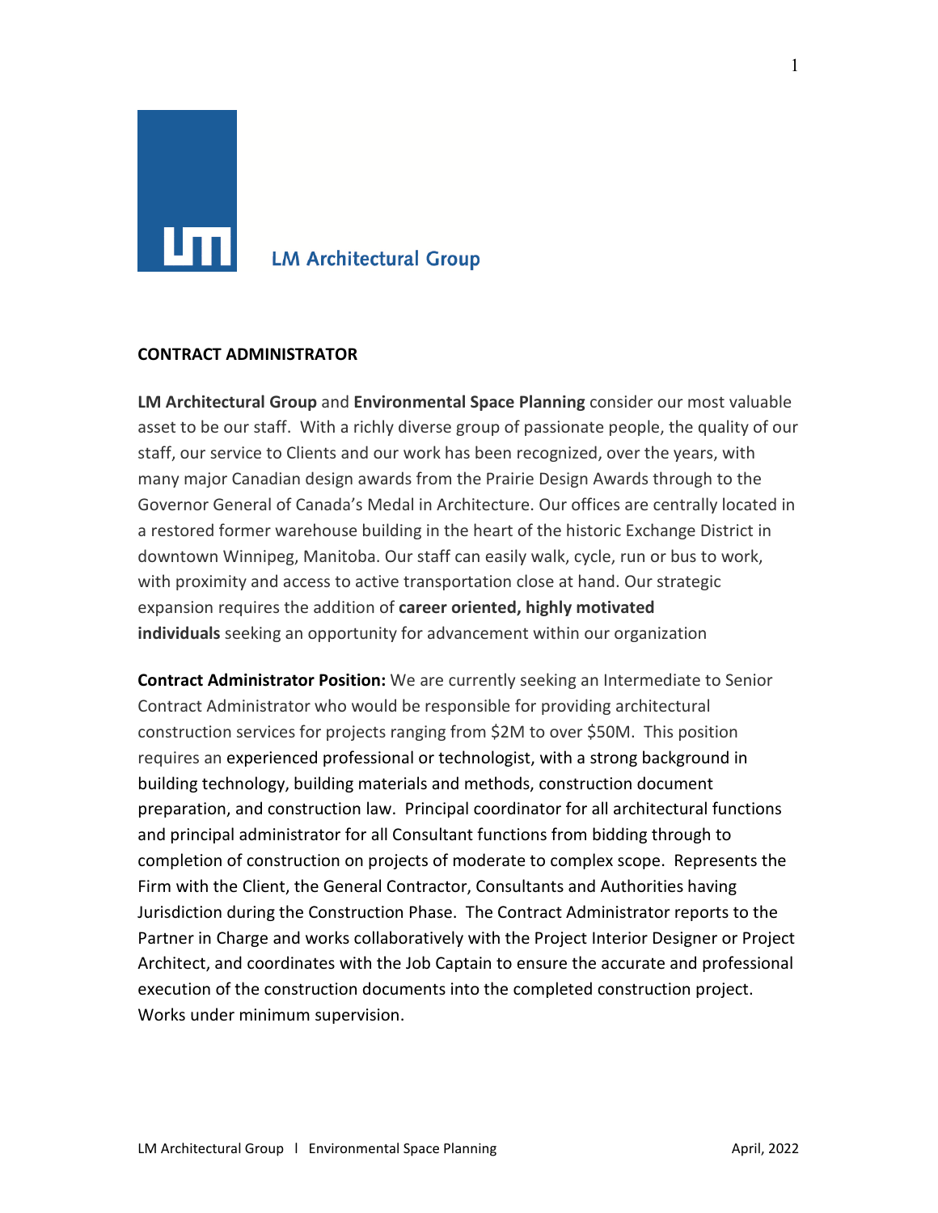LM Architectural Group

**CONTRACT ADMINISTRATOR**

**LM Architectural Group** and **Environmental Space Planning** consider our most valuable asset to be our staff. With a richly diverse group of passionate people, the quality of our staff, our service to Clients and our work has been recognized, over the years, with many major Canadian design awards from the Prairie Design Awards through to the Governor General of Canada's Medal in Architecture. Our offices are centrally located in a restored former warehouse building in the heart of the historic Exchange District in downtown Winnipeg, Manitoba. Our staff can easily walk, cycle, run or bus to work, with proximity and access to active transportation close at hand. Our strategic expansion requires the addition of **career oriented, highly motivated individuals** seeking an opportunity for advancement within our organization

**Contract Administrator Position:** We are currently seeking an Intermediate to Senior Contract Administrator who would be responsible for providing architectural construction services for projects ranging from $2M to over $50M. This position requires an experienced professional or technologist, with a strong background in building technology, building materials and methods, construction document preparation, and construction law. Principal coordinator for all architectural functions and principal administrator for all Consultant functions from bidding through to completion of construction on projects of moderate to complex scope. Represents the Firm with the Client, the General Contractor, Consultants and Authorities having Jurisdiction during the Construction Phase. The Contract Administrator reports to the Partner in Charge and works collaboratively with the Project Interior Designer or Project Architect, and coordinates with the Job Captain to ensure the accurate and professional execution of the construction documents into the completed construction project. Works under minimum supervision.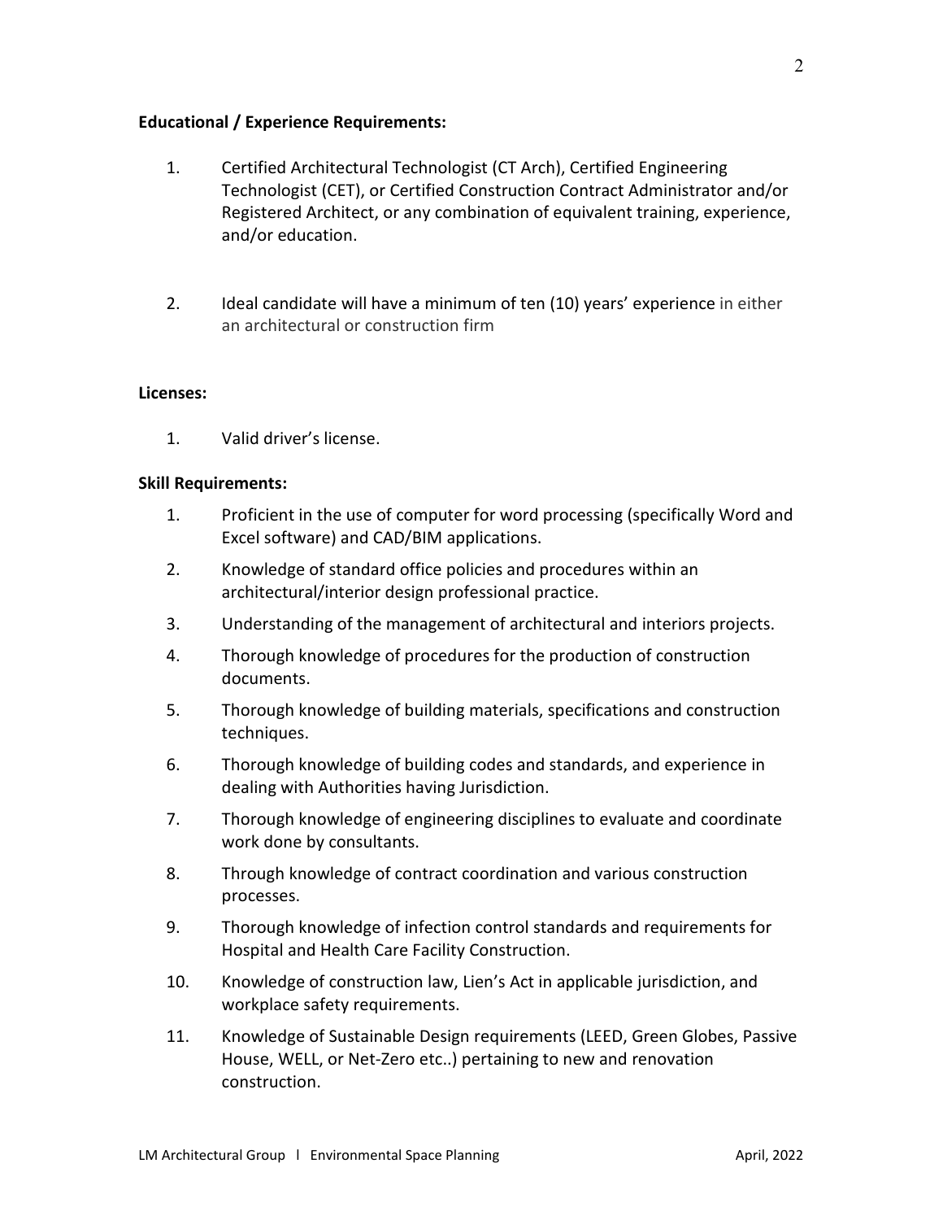**Educational / Experience Requirements:**

1. Certified Architectural Technologist (CT Arch), Certified Engineering Technologist (CET), or Certified Construction Contract Administrator and/or Registered Architect, or any combination of equivalent training, experience, and/or education.

2. Ideal candidate will have a minimum of ten (10) years' experience in either an architectural or construction firm

**Licenses:**

1. Valid driver's license.

**Skill Requirements:**

1. Proficient in the use of computer for word processing (specifically Word and Excel software) and CAD/BIM applications.
2. Knowledge of standard office policies and procedures within an architectural/interior design professional practice.
3. Understanding of the management of architectural and interiors projects.
4. Thorough knowledge of procedures for the production of construction documents.
5. Thorough knowledge of building materials, specifications and construction techniques.
6. Thorough knowledge of building codes and standards, and experience in dealing with Authorities having Jurisdiction.
7. Thorough knowledge of engineering disciplines to evaluate and coordinate work done by consultants.
8. Through knowledge of contract coordination and various construction processes.
9. Thorough knowledge of infection control standards and requirements for Hospital and Health Care Facility Construction.
10. Knowledge of construction law, Lien's Act in applicable jurisdiction, and workplace safety requirements.
11. Knowledge of Sustainable Design requirements (LEED, Green Globes, Passive House, WELL, or Net-Zero etc..) pertaining to new and renovation construction.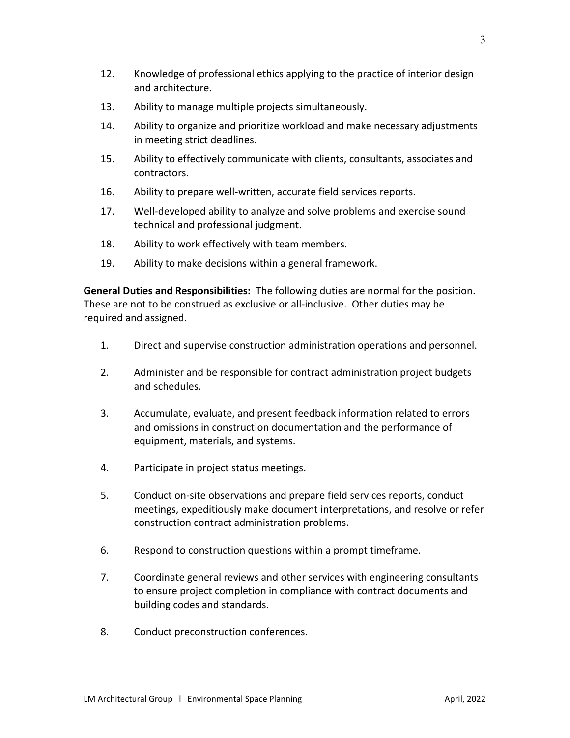12. Knowledge of professional ethics applying to the practice of interior design and architecture.
13. Ability to manage multiple projects simultaneously.
14. Ability to organize and prioritize workload and make necessary adjustments in meeting strict deadlines.
15. Ability to effectively communicate with clients, consultants, associates and contractors.
16. Ability to prepare well-written, accurate field services reports.
17. Well-developed ability to analyze and solve problems and exercise sound technical and professional judgment.
18. Ability to work effectively with team members.
19. Ability to make decisions within a general framework.

**General Duties and Responsibilities:** The following duties are normal for the position. These are not to be construed as exclusive or all-inclusive. Other duties may be required and assigned.

1. Direct and supervise construction administration operations and personnel.
2. Administer and be responsible for contract administration project budgets and schedules.
3. Accumulate, evaluate, and present feedback information related to errors and omissions in construction documentation and the performance of equipment, materials, and systems.
4. Participate in project status meetings.
5. Conduct on-site observations and prepare field services reports, conduct meetings, expeditiously make document interpretations, and resolve or refer construction contract administration problems.
6. Respond to construction questions within a prompt timeframe.
7. Coordinate general reviews and other services with engineering consultants to ensure project completion in compliance with contract documents and building codes and standards.
8. Conduct preconstruction conferences.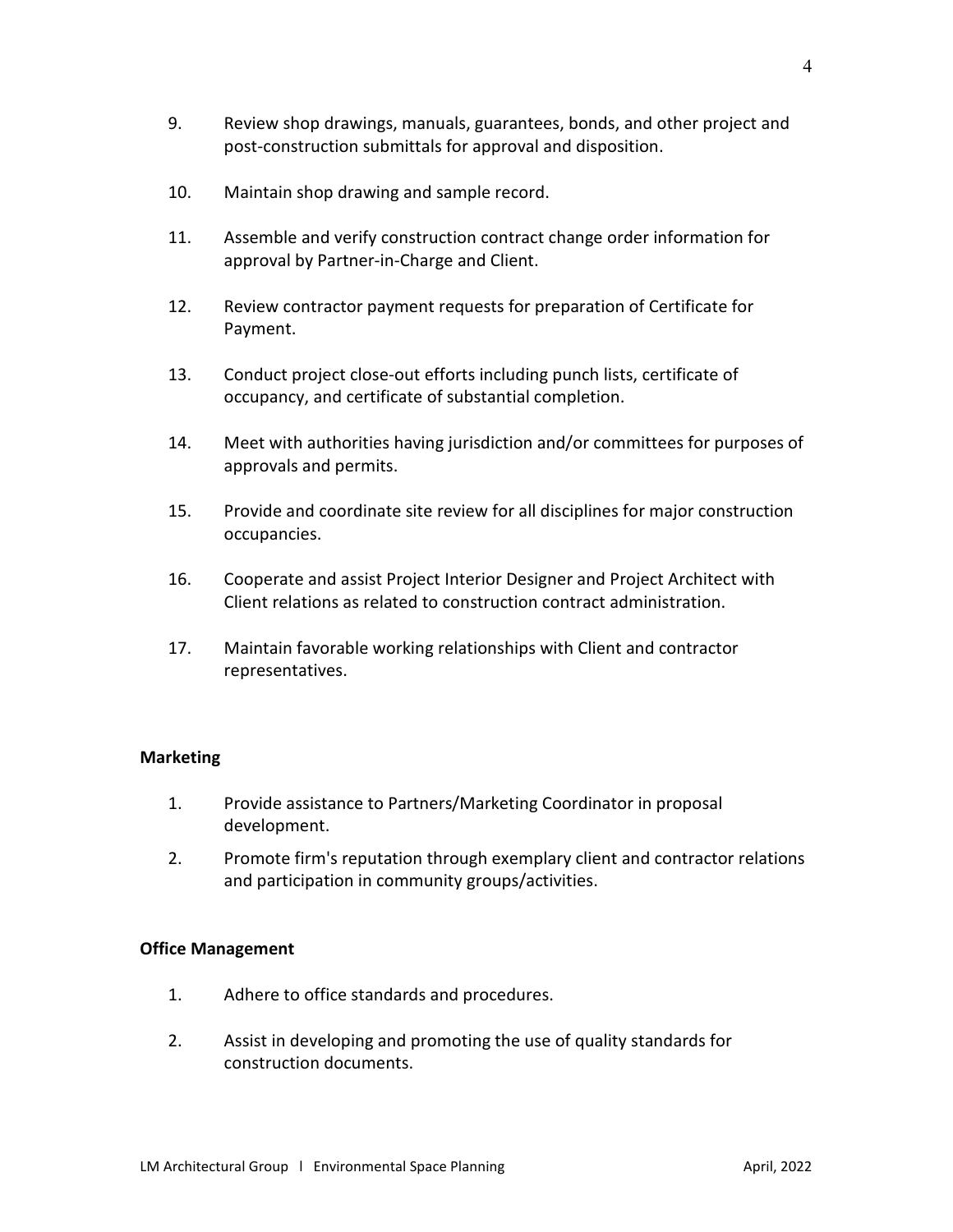9. Review shop drawings, manuals, guarantees, bonds, and other project and post-construction submittals for approval and disposition.

10. Maintain shop drawing and sample record.

11. Assemble and verify construction contract change order information for approval by Partner-in-Charge and Client.

12. Review contractor payment requests for preparation of Certificate for Payment.

13. Conduct project close-out efforts including punch lists, certificate of occupancy, and certificate of substantial completion.

14. Meet with authorities having jurisdiction and/or committees for purposes of approvals and permits.

15. Provide and coordinate site review for all disciplines for major construction occupancies.

16. Cooperate and assist Project Interior Designer and Project Architect with Client relations as related to construction contract administration.

17. Maintain favorable working relationships with Client and contractor representatives.

**Marketing**

1. Provide assistance to Partners/Marketing Coordinator in proposal development.
2. Promote firm's reputation through exemplary client and contractor relations and participation in community groups/activities.

**Office Management**

1. Adhere to office standards and procedures.

2. Assist in developing and promoting the use of quality standards for construction documents.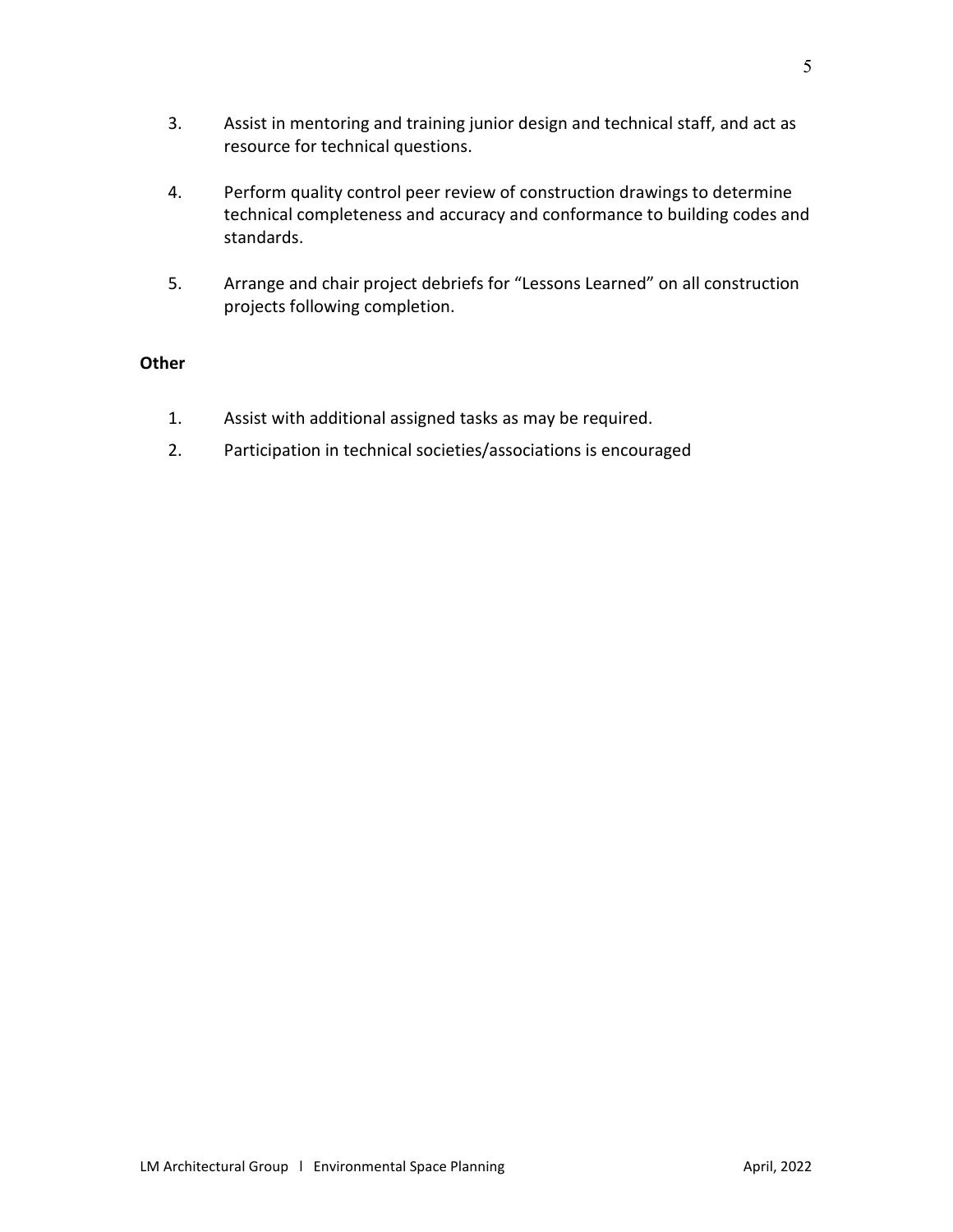3. Assist in mentoring and training junior design and technical staff, and act as resource for technical questions.

4. Perform quality control peer review of construction drawings to determine technical completeness and accuracy and conformance to building codes and standards.

5. Arrange and chair project debriefs for "Lessons Learned" on all construction projects following completion.

**Other**

1. Assist with additional assigned tasks as may be required.
2. Participation in technical societies/associations is encouraged